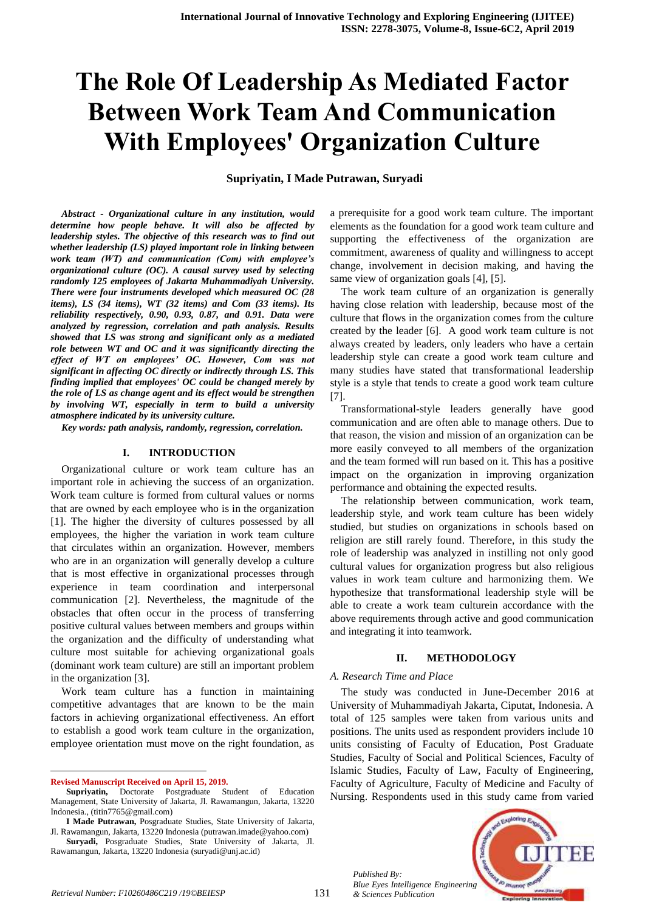# The Role Of Leadership As Mediated Factor Between Work Team And Communication With Employees' Organization Culture

**Supriyatin, I Made Putrawan, Suryadi**

***Abstract - Organizational culture in any institution, would determine how people behave. It will also be affected by leadership styles. The objective of this research was to find out whether leadership (LS) played important role in linking between work team (WT) and communication (Com) with employee's organizational culture (OC). A causal survey used by selecting randomly 125 employees of Jakarta Muhammadiyah University. There were four instruments developed which measured OC (28 items), LS (34 items), WT (32 items) and Com (33 items). Its reliability respectively, 0.90, 0.93, 0.87, and 0.91. Data were analyzed by regression, correlation and path analysis. Results showed that LS was strong and significant only as a mediated role between WT and OC and it was significantly directing the effect of WT on employees' OC. However, Com was not significant in affecting OC directly or indirectly through LS. This finding implied that employees' OC could be changed merely by the role of LS as change agent and its effect would be strengthen by involving WT, especially in term to build a university atmosphere indicated by its university culture.***

***Key words: path analysis, randomly, regression, correlation.***

## I. INTRODUCTION

Organizational culture or work team culture has an important role in achieving the success of an organization. Work team culture is formed from cultural values or norms that are owned by each employee who is in the organization [1]. The higher the diversity of cultures possessed by all employees, the higher the variation in work team culture that circulates within an organization. However, members who are in an organization will generally develop a culture that is most effective in organizational processes through experience in team coordination and interpersonal communication [2]. Nevertheless, the magnitude of the obstacles that often occur in the process of transferring positive cultural values between members and groups within the organization and the difficulty of understanding what culture most suitable for achieving organizational goals (dominant work team culture) are still an important problem in the organization [3].

Work team culture has a function in maintaining competitive advantages that are known to be the main factors in achieving organizational effectiveness. An effort to establish a good work team culture in the organization, employee orientation must move on the right foundation, as a prerequisite for a good work team culture. The important elements as the foundation for a good work team culture and supporting the effectiveness of the organization are commitment, awareness of quality and willingness to accept change, involvement in decision making, and having the same view of organization goals [4], [5].

The work team culture of an organization is generally having close relation with leadership, because most of the culture that flows in the organization comes from the culture created by the leader [6]. A good work team culture is not always created by leaders, only leaders who have a certain leadership style can create a good work team culture and many studies have stated that transformational leadership style is a style that tends to create a good work team culture [7].

Transformational-style leaders generally have good communication and are often able to manage others. Due to that reason, the vision and mission of an organization can be more easily conveyed to all members of the organization and the team formed will run based on it. This has a positive impact on the organization in improving organization performance and obtaining the expected results.

The relationship between communication, work team, leadership style, and work team culture has been widely studied, but studies on organizations in schools based on religion are still rarely found. Therefore, in this study the role of leadership was analyzed in instilling not only good cultural values for organization progress but also religious values in work team culture and harmonizing them. We hypothesize that transformational leadership style will be able to create a work team culturein accordance with the above requirements through active and good communication and integrating it into teamwork.

## II. METHODOLOGY

### A. Research Time and Place

The study was conducted in June-December 2016 at University of Muhammadiyah Jakarta, Ciputat, Indonesia. A total of 125 samples were taken from various units and positions. The units used as respondent providers include 10 units consisting of Faculty of Education, Post Graduate Studies, Faculty of Social and Political Sciences, Faculty of Islamic Studies, Faculty of Law, Faculty of Engineering, Faculty of Agriculture, Faculty of Medicine and Faculty of Nursing. Respondents used in this study came from varied

---

**Revised Manuscript Received on April 15, 2019.**

**Supriyatin,** Doctorate Postgraduate Student of Education Management, State University of Jakarta, Jl. Rawamangun, Jakarta, 13220 Indonesia., (titin7765@gmail.com)

**I Made Putrawan,** Posgraduate Studies, State University of Jakarta, Jl. Rawamangun, Jakarta, 13220 Indonesia (putrawan.imade@yahoo.com)

**Suryadi,** Posgraduate Studies, State University of Jakarta, Jl. Rawamangun, Jakarta, 13220 Indonesia (suryadi@unj.ac.id)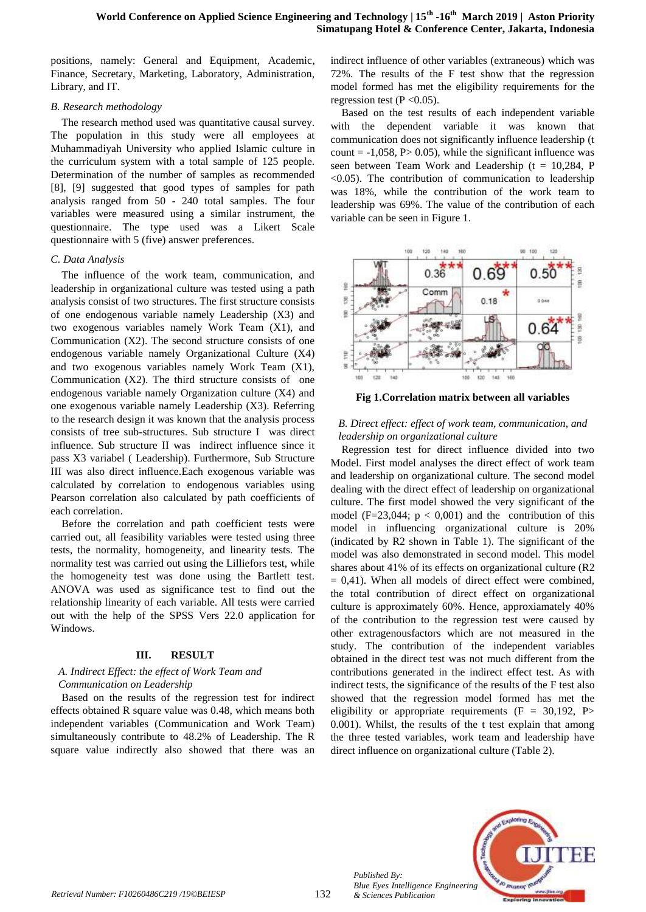positions, namely: General and Equipment, Academic, Finance, Secretary, Marketing, Laboratory, Administration, Library, and IT.

### *B. Research methodology*

The research method used was quantitative causal survey. The population in this study were all employees at Muhammadiyah University who applied Islamic culture in the curriculum system with a total sample of 125 people. Determination of the number of samples as recommended [8], [9] suggested that good types of samples for path analysis ranged from 50 - 240 total samples. The four variables were measured using a similar instrument, the questionnaire. The type used was a Likert Scale questionnaire with 5 (five) answer preferences.

### *C. Data Analysis*

The influence of the work team, communication, and leadership in organizational culture was tested using a path analysis consist of two structures. The first structure consists of one endogenous variable namely Leadership (X3) and two exogenous variables namely Work Team (X1), and Communication (X2). The second structure consists of one endogenous variable namely Organizational Culture (X4) and two exogenous variables namely Work Team (X1), Communication (X2). The third structure consists of one endogenous variable namely Organization culture (X4) and one exogenous variable namely Leadership (X3). Referring to the research design it was known that the analysis process consists of tree sub-structures. Sub structure I was direct influence. Sub structure II was indirect influence since it pass X3 variabel ( Leadership). Furthermore, Sub Structure III was also direct influence.Each exogenous variable was calculated by correlation to endogenous variables using Pearson correlation also calculated by path coefficients of each correlation.

Before the correlation and path coefficient tests were carried out, all feasibility variables were tested using three tests, the normality, homogeneity, and linearity tests. The normality test was carried out using the Lilliefors test, while the homogeneity test was done using the Bartlett test. ANOVA was used as significance test to find out the relationship linearity of each variable. All tests were carried out with the help of the SPSS Vers 22.0 application for Windows.

## III. RESULT

### *A. Indirect Effect: the effect of Work Team and Communication on Leadership*

Based on the results of the regression test for indirect effects obtained R square value was 0.48, which means both independent variables (Communication and Work Team) simultaneously contribute to 48.2% of Leadership. The R square value indirectly also showed that there was an indirect influence of other variables (extraneous) which was 72%. The results of the F test show that the regression model formed has met the eligibility requirements for the regression test ($P < 0.05$).

Based on the test results of each independent variable with the dependent variable it was known that communication does not significantly influence leadership (t count = -1,058, P> 0.05), while the significant influence was seen between Team Work and Leadership (t = 10,284, P <0.05). The contribution of communication to leadership was 18%, while the contribution of the work team to leadership was 69%. The value of the contribution of each variable can be seen in Figure 1.

WT
Comm
LS
OC
0.36 ***
0.69 ***
0.50 ***
0.18 *
0.044
0.64 ***

**Fig 1.Correlation matrix between all variables**

### *B. Direct effect: effect of work team, communication, and leadership on organizational culture*

Regression test for direct influence divided into two Model. First model analyses the direct effect of work team and leadership on organizational culture. The second model dealing with the direct effect of leadership on organizational culture. The first model showed the very significant of the model ($F=23,044$; $p < 0,001$) and the contribution of this model in influencing organizational culture is 20% (indicated by R2 shown in Table 1). The significant of the model was also demonstrated in second model. This model shares about 41% of its effects on organizational culture ($R2 = 0,41$). When all models of direct effect were combined, the total contribution of direct effect on organizational culture is approximately 60%. Hence, approxiamately 40% of the contribution to the regression test were caused by other extragenousfactors which are not measured in the study. The contribution of the independent variables obtained in the direct test was not much different from the contributions generated in the indirect effect test. As with indirect tests, the significance of the results of the F test also showed that the regression model formed has met the eligibility or appropriate requirements (F = 30,192, P> 0.001). Whilst, the results of the t test explain that among the three tested variables, work team and leadership have direct influence on organizational culture (Table 2).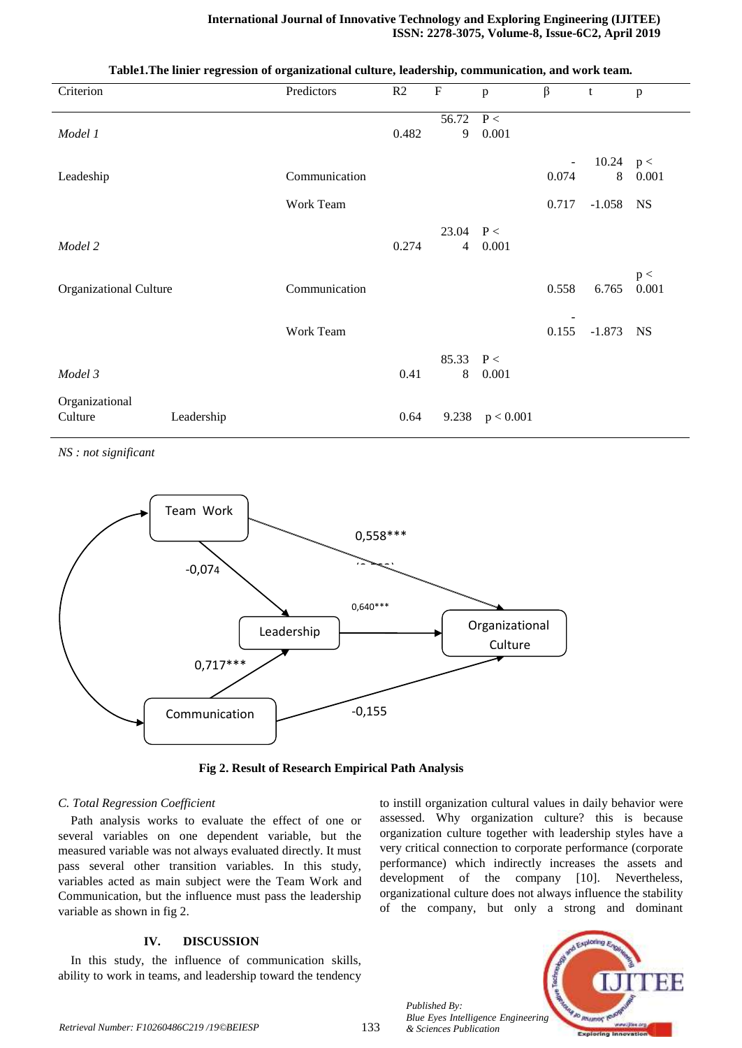**Table1.The linier regression of organizational culture, leadership, communication, and work team.**

| Criterion | Predictors | R2 | F | p | β | t | p |
|---|---|---|---|---|---|---|---|
| *Model 1* | | 0.482 | 56.729 | P < 0.001 | | | |
| Leadeship | Communication | | | | -0.074 | 10.248 | p < 0.001 |
| | Work Team | | | | 0.717 | -1.058 | NS |
| *Model 2* | | 0.274 | 23.044 | P < 0.001 | | | |
| Organizational Culture | Communication | | | | 0.558 | 6.765 | p < 0.001 |
| | Work Team | | | | -0.155 | -1.873 | NS |
| *Model 3* | | 0.41 | 85.338 | P < 0.001 | | | |
| Organizational Culture | Leadership | 0.64 | 9.238 | p < 0.001 | | | |

*NS : not significant*

Team Work

0,558***

-0,074

0,640***

Leadership

Organizational Culture

0,717***

Communication

-0,155

**Fig 2. Result of Research Empirical Path Analysis**

### *C. Total Regression Coefficient*

Path analysis works to evaluate the effect of one or several variables on one dependent variable, but the measured variable was not always evaluated directly. It must pass several other transition variables. In this study, variables acted as main subject were the Team Work and Communication, but the influence must pass the leadership variable as shown in fig 2.

## IV. DISCUSSION

In this study, the influence of communication skills, ability to work in teams, and leadership toward the tendency to instill organization cultural values in daily behavior were assessed. Why organization culture? this is because organization culture together with leadership styles have a very critical connection to corporate performance (corporate performance) which indirectly increases the assets and development of the company [10]. Nevertheless, organizational culture does not always influence the stability of the company, but only a strong and dominant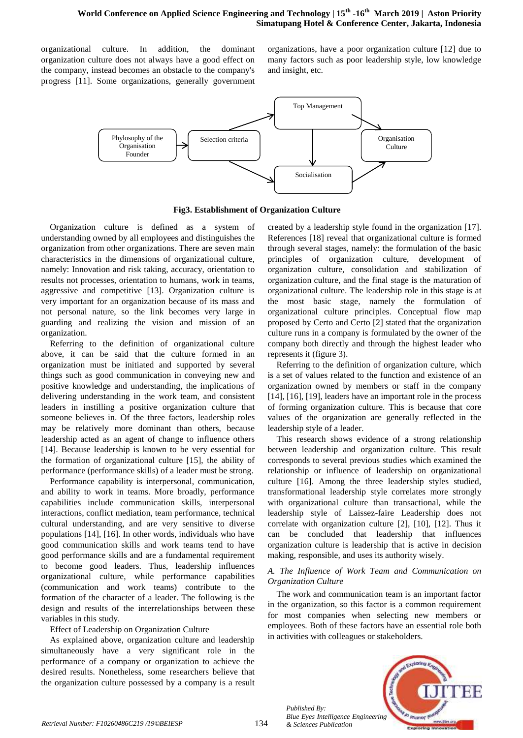organizational culture. In addition, the dominant organization culture does not always have a good effect on the company, instead becomes an obstacle to the company's progress [11]. Some organizations, generally government organizations, have a poor organization culture [12] due to many factors such as poor leadership style, low knowledge and insight, etc.

Phylosophy of the Organisation Founder

Selection criteria

Top Management

Socialisation

Organisation Culture

**Fig3. Establishment of Organization Culture**

Organization culture is defined as a system of understanding owned by all employees and distinguishes the organization from other organizations. There are seven main characteristics in the dimensions of organizational culture, namely: Innovation and risk taking, accuracy, orientation to results not processes, orientation to humans, work in teams, aggressive and competitive [13]. Organization culture is very important for an organization because of its mass and not personal nature, so the link becomes very large in guarding and realizing the vision and mission of an organization.

Referring to the definition of organizational culture above, it can be said that the culture formed in an organization must be initiated and supported by several things such as good communication in conveying new and positive knowledge and understanding, the implications of delivering understanding in the work team, and consistent leaders in instilling a positive organization culture that someone believes in. Of the three factors, leadership roles may be relatively more dominant than others, because leadership acted as an agent of change to influence others [14]. Because leadership is known to be very essential for the formation of organizational culture [15], the ability of performance (performance skills) of a leader must be strong.

Performance capability is interpersonal, communication, and ability to work in teams. More broadly, performance capabilities include communication skills, interpersonal interactions, conflict mediation, team performance, technical cultural understanding, and are very sensitive to diverse populations [14], [16]. In other words, individuals who have good communication skills and work teams tend to have good performance skills and are a fundamental requirement to become good leaders. Thus, leadership influences organizational culture, while performance capabilities (communication and work teams) contribute to the formation of the character of a leader. The following is the design and results of the interrelationships between these variables in this study.

Effect of Leadership on Organization Culture

As explained above, organization culture and leadership simultaneously have a very significant role in the performance of a company or organization to achieve the desired results. Nonetheless, some researchers believe that the organization culture possessed by a company is a result created by a leadership style found in the organization [17]. References [18] reveal that organizational culture is formed through several stages, namely: the formulation of the basic principles of organization culture, development of organization culture, consolidation and stabilization of organization culture, and the final stage is the maturation of organizational culture. The leadership role in this stage is at the most basic stage, namely the formulation of organizational culture principles. Conceptual flow map proposed by Certo and Certo [2] stated that the organization culture runs in a company is formulated by the owner of the company both directly and through the highest leader who represents it (figure 3).

Referring to the definition of organization culture, which is a set of values related to the function and existence of an organization owned by members or staff in the company [14], [16], [19], leaders have an important role in the process of forming organization culture. This is because that core values of the organization are generally reflected in the leadership style of a leader.

This research shows evidence of a strong relationship between leadership and organization culture. This result corresponds to several previous studies which examined the relationship or influence of leadership on organizational culture [16]. Among the three leadership styles studied, transformational leadership style correlates more strongly with organizational culture than transactional, while the leadership style of Laissez-faire Leadership does not correlate with organization culture [2], [10], [12]. Thus it can be concluded that leadership that influences organization culture is leadership that is active in decision making, responsible, and uses its authority wisely.

### *A. The Influence of Work Team and Communication on Organization Culture*

The work and communication team is an important factor in the organization, so this factor is a common requirement for most companies when selecting new members or employees. Both of these factors have an essential role both in activities with colleagues or stakeholders.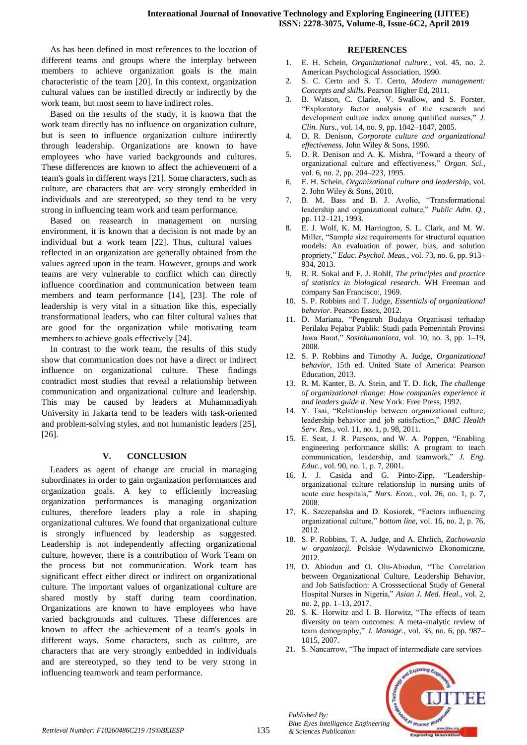As has been defined in most references to the location of different teams and groups where the interplay between members to achieve organization goals is the main characteristic of the team [20]. In this context, organization cultural values can be instilled directly or indirectly by the work team, but most seem to have indirect roles.

Based on the results of the study, it is known that the work team directly has no influence on organization culture, but is seen to influence organization culture indirectly through leadership. Organizations are known to have employees who have varied backgrounds and cultures. These differences are known to affect the achievement of a team's goals in different ways [21]. Some characters, such as culture, are characters that are very strongly embedded in individuals and are stereotyped, so they tend to be very strong in influencing team work and team performance.

Based on reasearch in management on nursing environment, it is known that a decision is not made by an individual but a work team [22]. Thus, cultural values reflected in an organization are generally obtained from the values agreed upon in the team. However, groups and work teams are very vulnerable to conflict which can directly influence coordination and communication between team members and team performance [14], [23]. The role of leadership is very vital in a situation like this, especially transformational leaders, who can filter cultural values that are good for the organization while motivating team members to achieve goals effectively [24].

In contrast to the work team, the results of this study show that communication does not have a direct or indirect influence on organizational culture. These findings contradict most studies that reveal a relationship between communication and organizational culture and leadership. This may be caused by leaders at Muhammadiyah University in Jakarta tend to be leaders with task-oriented and problem-solving styles, and not humanistic leaders [25], [26].

## V. CONCLUSION

Leaders as agent of change are crucial in managing subordinates in order to gain organization performances and organization goals. A key to efficiently increasing organization performances is managing organization cultures, therefore leaders play a role in shaping organizational cultures. We found that organizational culture is strongly influenced by leadership as suggested. Leadership is not independently affecting organizational culture, however, there is a contribution of Work Team on the process but not communication. Work team has significant effect either direct or indirect on organizational culture. The important values of organizational culture are shared mostly by staff during team coordination. Organizations are known to have employees who have varied backgrounds and cultures. These differences are known to affect the achievement of a team's goals in different ways. Some characters, such as culture, are characters that are very strongly embedded in individuals and are stereotyped, so they tend to be very strong in influencing teamwork and team performance.

## REFERENCES

1. E. H. Schein, *Organizational culture.*, vol. 45, no. 2. American Psychological Association, 1990.
2. S. C. Certo and S. T. Certo, *Modern management: Concepts and skills*. Pearson Higher Ed, 2011.
3. B. Watson, C. Clarke, V. Swallow, and S. Forster, "Exploratory factor analysis of the research and development culture index among qualified nurses," *J. Clin. Nurs.*, vol. 14, no. 9, pp. 1042–1047, 2005.
4. D. R. Denison, *Corporate culture and organizational effectiveness.* John Wiley & Sons, 1990.
5. D. R. Denison and A. K. Mishra, "Toward a theory of organizational culture and effectiveness," *Organ. Sci.*, vol. 6, no. 2, pp. 204–223, 1995.
6. E. H. Schein, *Organizational culture and leadership*, vol. 2. John Wiley & Sons, 2010.
7. B. M. Bass and B. J. Avolio, "Transformational leadership and organizational culture," *Public Adm. Q.*, pp. 112–121, 1993.
8. E. J. Wolf, K. M. Harrington, S. L. Clark, and M. W. Miller, "Sample size requirements for structural equation models: An evaluation of power, bias, and solution propriety," *Educ. Psychol. Meas.*, vol. 73, no. 6, pp. 913–934, 2013.
9. R. R. Sokal and F. J. Rohlf, *The principles and practice of statistics in biological research*. WH Freeman and company San Francisco:, 1969.
10. S. P. Robbins and T. Judge, *Essentials of organizational behavior*. Pearson Essex, 2012.
11. D. Mariana, "Pengaruh Budaya Organisasi terhadap Perilaku Pejabat Publik: Studi pada Pemerintah Provinsi Jawa Barat," *Sosiohumaniora*, vol. 10, no. 3, pp. 1–19, 2008.
12. S. P. Robbins and Timothy A. Judge, *Organizational behavior*, 15th ed. United State of America: Pearson Education, 2013.
13. R. M. Kanter, B. A. Stein, and T. D. Jick, *The challenge of organizational change: How companies experience it and leaders guide it*. New York: Free Press, 1992.
14. Y. Tsai, "Relationship between organizational culture, leadership behavior and job satisfaction," *BMC Health Serv. Res.*, vol. 11, no. 1, p. 98, 2011.
15. E. Seat, J. R. Parsons, and W. A. Poppen, "Enabling engineering performance skills: A program to teach communication, leadership, and teamwork," *J. Eng. Educ.*, vol. 90, no. 1, p. 7, 2001.
16. J. J. Casida and G. Pinto-Zipp, "Leadership-organizational culture relationship in nursing units of acute care hospitals," *Nurs. Econ.*, vol. 26, no. 1, p. 7, 2008.
17. K. Szczepańska and D. Kosiorek, "Factors influencing organizational culture," *bottom line*, vol. 16, no. 2, p. 76, 2012.
18. S. P. Robbins, T. A. Judge, and A. Ehrlich, *Zachowania w organizacji*. Polskie Wydawnictwo Ekonomiczne, 2012.
19. O. Abiodun and O. Olu-Abiodun, "The Correlation between Organizational Culture, Leadership Behavior, and Job Satisfaction: A Crosssectional Study of General Hospital Nurses in Nigeria," *Asian J. Med. Heal.*, vol. 2, no. 2, pp. 1–13, 2017.
20. S. K. Horwitz and I. B. Horwitz, "The effects of team diversity on team outcomes: A meta-analytic review of team demography," *J. Manage.*, vol. 33, no. 6, pp. 987–1015, 2007.
21. S. Nancarrow, "The impact of intermediate care services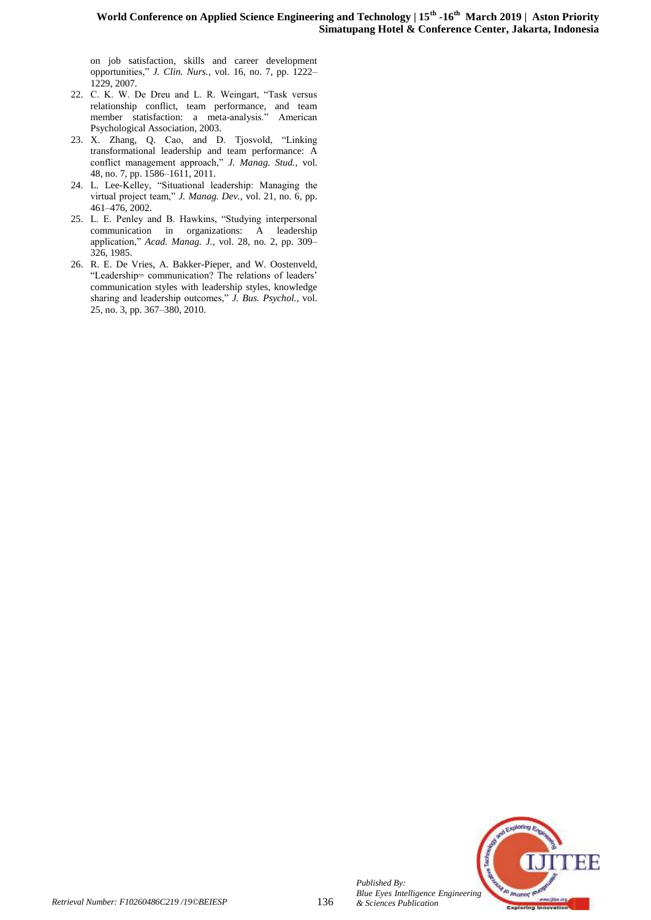on job satisfaction, skills and career development opportunities," *J. Clin. Nurs.*, vol. 16, no. 7, pp. 1222–1229, 2007.

22. C. K. W. De Dreu and L. R. Weingart, "Task versus relationship conflict, team performance, and team member satisfaction: a meta-analysis." American Psychological Association, 2003.
23. X. Zhang, Q. Cao, and D. Tjosvold, "Linking transformational leadership and team performance: A conflict management approach," *J. Manag. Stud.*, vol. 48, no. 7, pp. 1586–1611, 2011.
24. L. Lee-Kelley, "Situational leadership: Managing the virtual project team," *J. Manag. Dev.*, vol. 21, no. 6, pp. 461–476, 2002.
25. L. E. Penley and B. Hawkins, "Studying interpersonal communication in organizations: A leadership application," *Acad. Manag. J.*, vol. 28, no. 2, pp. 309–326, 1985.
26. R. E. De Vries, A. Bakker-Pieper, and W. Oostenveld, "Leadership= communication? The relations of leaders' communication styles with leadership styles, knowledge sharing and leadership outcomes," *J. Bus. Psychol.*, vol. 25, no. 3, pp. 367–380, 2010.